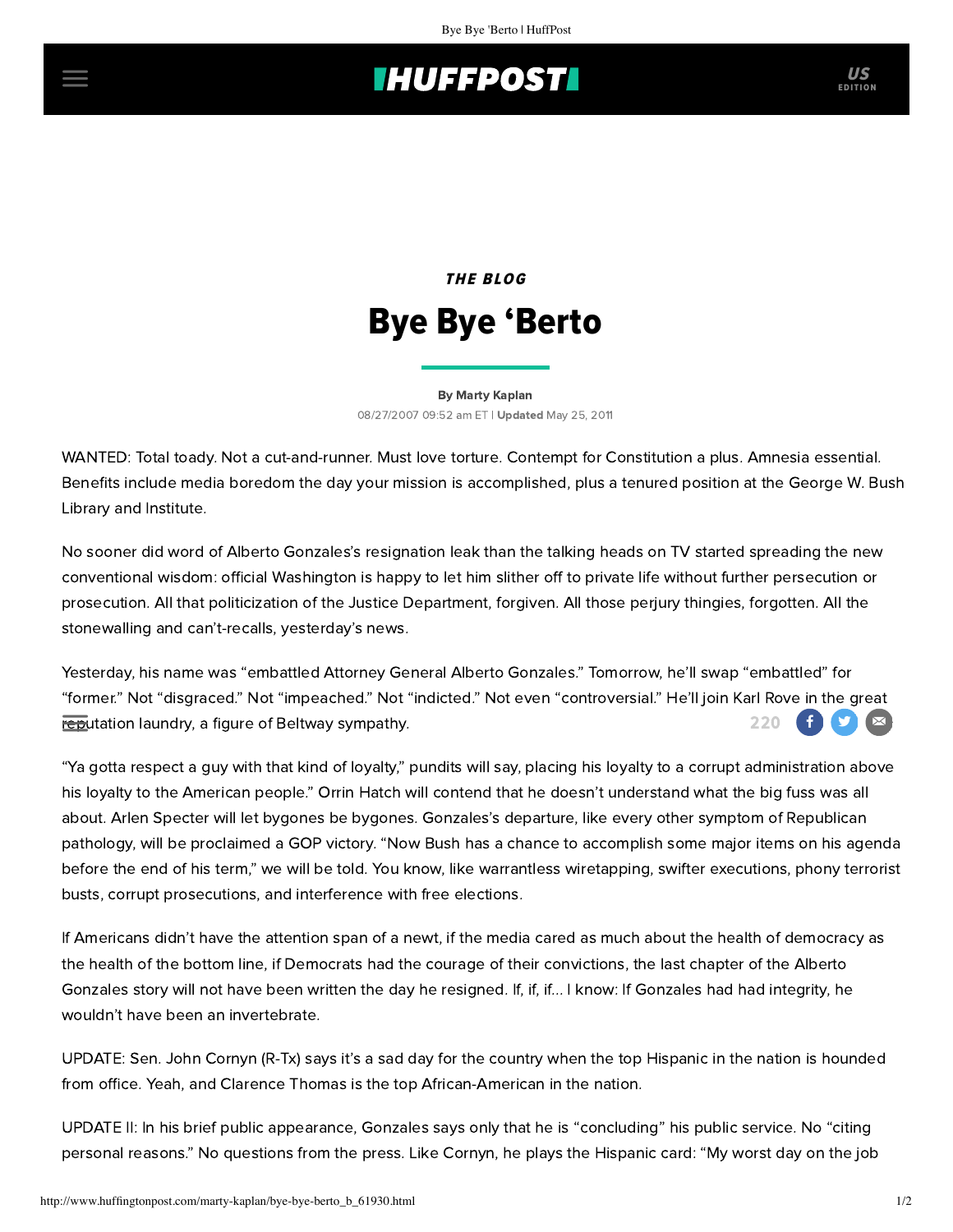THE BLOG

# Bye Bye 'Berto

By Marty Kaplan

08/27/2007 09:52 am ET | **Updated** May 25, 2011

WANTED: Total toady. Not a cut-and-runner. Must love torture. Contempt for Constitution a plus. Amnesia essential. Benefits include media boredom the day your mission is accomplished, plus a tenured position at the George W. Bush Library and Institute.

No sooner did word of Alberto Gonzales's resignation leak than the talking heads on TV started spreading the new conventional wisdom: official Washington is happy to let him slither off to private life without further persecution or prosecution. All that politicization of the Justice Department, forgiven. All those perjury thingies, forgotten. All the stonewalling and can't-recalls, yesterday's news.

Yesterday, his name was "embattled Attorney General Alberto Gonzales." Tomorrow, he'll swap "embattled" for "former." Not "disgraced." Not "impeached." Not "indicted." Not even "controversial." He'll join Karl Rove in the great reputation laundry, a figure of Beltway sympathy.

"Ya gotta respect a guy with that kind of loyalty," pundits will say, placing his loyalty to a corrupt administration above his loyalty to the American people." Orrin Hatch will contend that he doesn't understand what the big fuss was all about. Arlen Specter will let bygones be bygones. Gonzales's departure, like every other symptom of Republican pathology, will be proclaimed a GOP victory. "Now Bush has a chance to accomplish some major items on his agenda before the end of his term," we will be told. You know, like warrantless wiretapping, swifter executions, phony terrorist busts, corrupt prosecutions, and interference with free elections.

If Americans didn't have the attention span of a newt, if the media cared as much about the health of democracy as the health of the bottom line, if Democrats had the courage of their convictions, the last chapter of the Alberto Gonzales story will not have been written the day he resigned. If, if, if... I know: If Gonzales had had integrity, he wouldn't have been an invertebrate.

UPDATE: Sen. John Cornyn (R-Tx) says it's a sad day for the country when the top Hispanic in the nation is hounded from office. Yeah, and Clarence Thomas is the top African-American in the nation.

UPDATE II: In his brief public appearance, Gonzales says only that he is "concluding" his public service. No "citing personal reasons." No questions from the press. Like Cornyn, he plays the Hispanic card: "My worst day on the job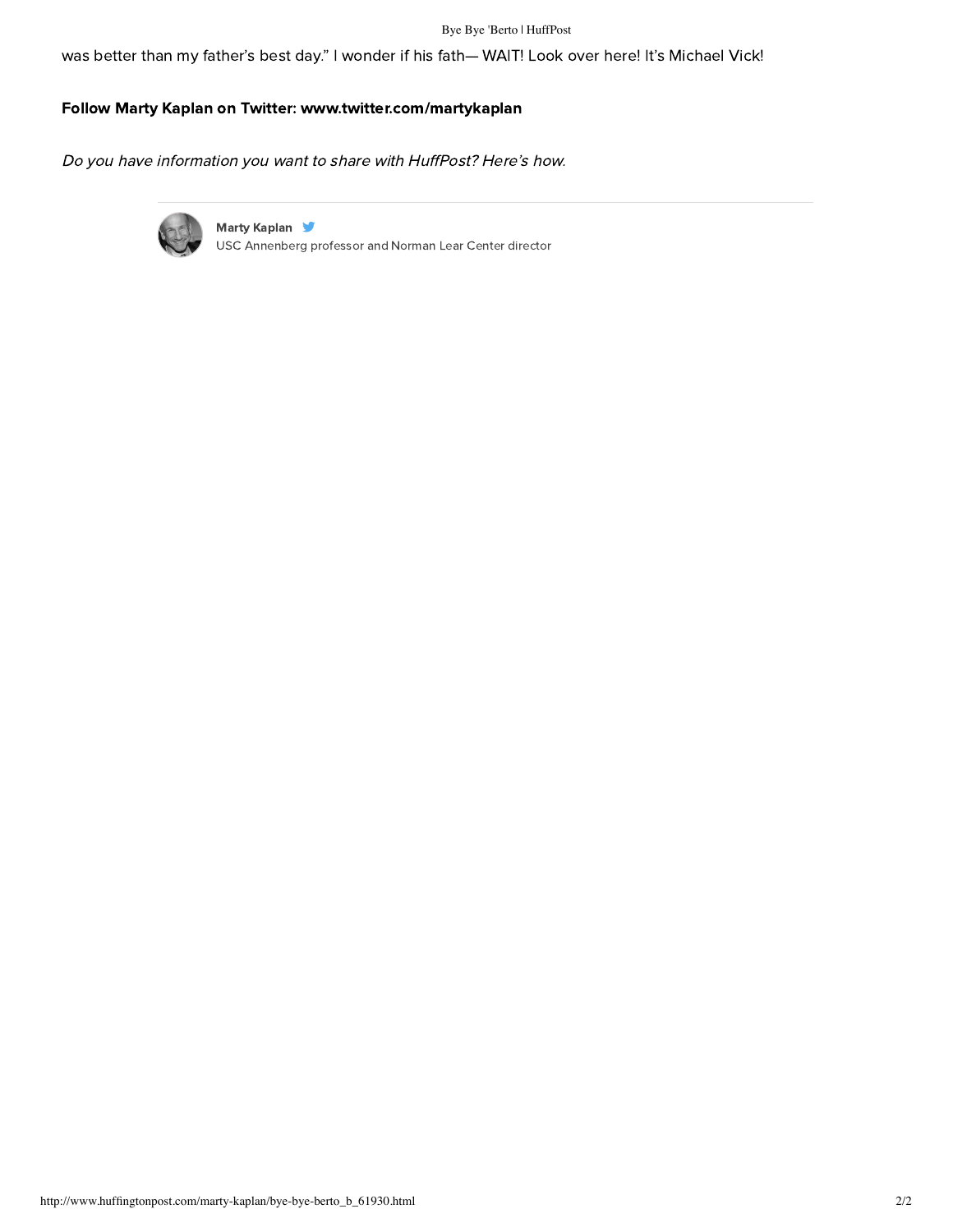was better than my father's best day." I wonder if his fath— WAIT! Look over here! It's Michael Vick!

**Follow Marty Kaplan on Twitter: www.twitter.com/martykaplan**

*Do you have information you want to share with HuffPost? Here's how.*

**Marty Kaplan**
USC Annenberg professor and Norman Lear Center director